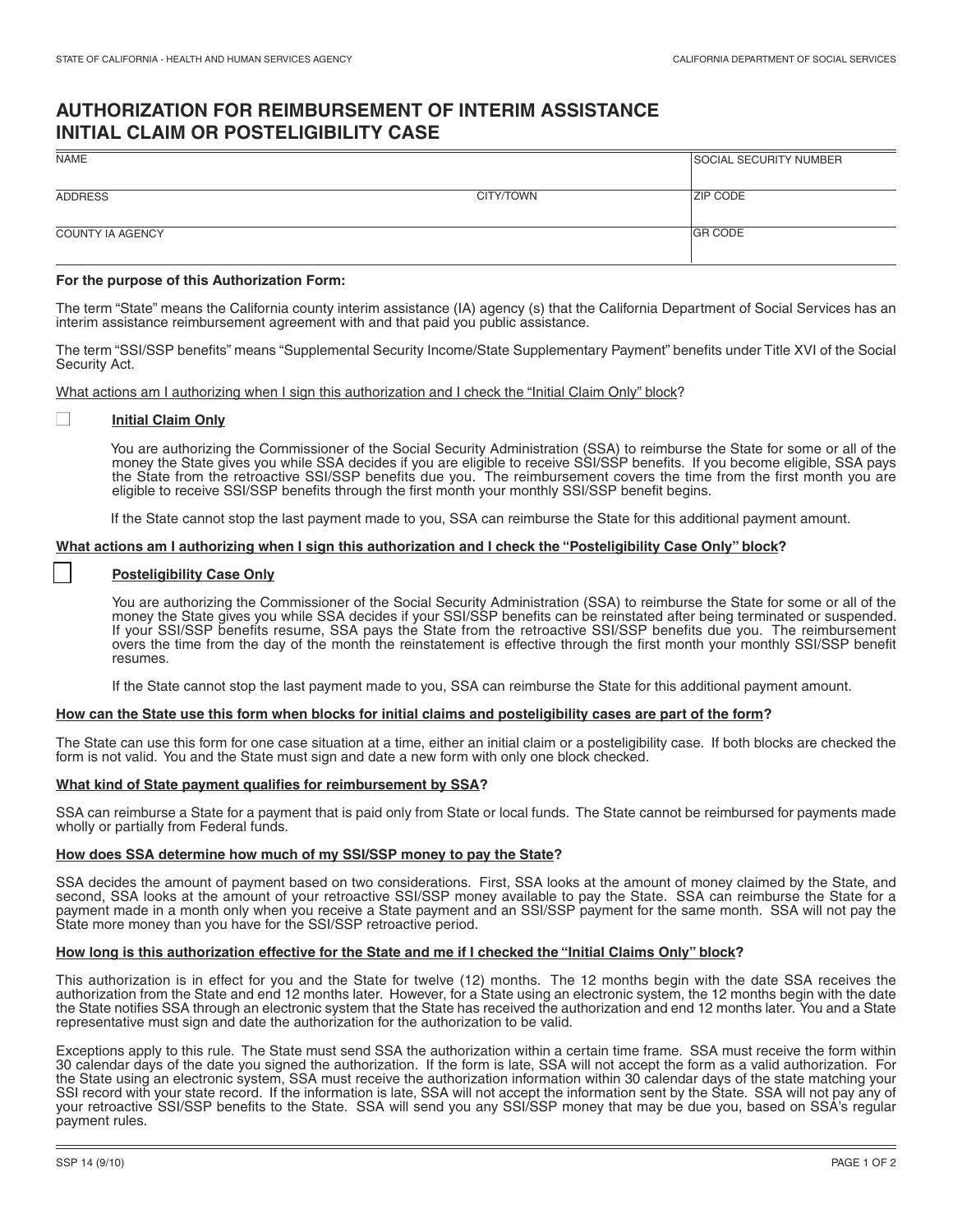STATE OF CALIFORNIA - HEALTH AND HUMAN SERVICES AGENCY | CALIFORNIA DEPARTMENT OF SOCIAL SERVICES

# AUTHORIZATION FOR REIMBURSEMENT OF INTERIM ASSISTANCE INITIAL CLAIM OR POSTELIGIBILITY CASE

| NAME | | SOCIAL SECURITY NUMBER |
|---|---|---|
| ADDRESS | CITY/TOWN | ZIP CODE |
| COUNTY IA AGENCY | | GR CODE |

**For the purpose of this Authorization Form:**

The term "State" means the California county interim assistance (IA) agency (s) that the California Department of Social Services has an interim assistance reimbursement agreement with and that paid you public assistance.

The term "SSI/SSP benefits" means "Supplemental Security Income/State Supplementary Payment" benefits under Title XVI of the Social Security Act.

What actions am I authorizing when I sign this authorization and I check the "Initial Claim Only" block?

☐ **Initial Claim Only**

You are authorizing the Commissioner of the Social Security Administration (SSA) to reimburse the State for some or all of the money the State gives you while SSA decides if you are eligible to receive SSI/SSP benefits. If you become eligible, SSA pays the State from the retroactive SSI/SSP benefits due you. The reimbursement covers the time from the first month you are eligible to receive SSI/SSP benefits through the first month your monthly SSI/SSP benefit begins.

If the State cannot stop the last payment made to you, SSA can reimburse the State for this additional payment amount.

**What actions am I authorizing when I sign this authorization and I check the "Posteligibility Case Only" block?**

☐ **Posteligibility Case Only**

You are authorizing the Commissioner of the Social Security Administration (SSA) to reimburse the State for some or all of the money the State gives you while SSA decides if your SSI/SSP benefits can be reinstated after being terminated or suspended. If your SSI/SSP benefits resume, SSA pays the State from the retroactive SSI/SSP benefits due you. The reimbursement overs the time from the day of the month the reinstatement is effective through the first month your monthly SSI/SSP benefit resumes.

If the State cannot stop the last payment made to you, SSA can reimburse the State for this additional payment amount.

**How can the State use this form when blocks for initial claims and posteligibility cases are part of the form?**

The State can use this form for one case situation at a time, either an initial claim or a posteligibility case. If both blocks are checked the form is not valid. You and the State must sign and date a new form with only one block checked.

**What kind of State payment qualifies for reimbursement by SSA?**

SSA can reimburse a State for a payment that is paid only from State or local funds. The State cannot be reimbursed for payments made wholly or partially from Federal funds.

**How does SSA determine how much of my SSI/SSP money to pay the State?**

SSA decides the amount of payment based on two considerations. First, SSA looks at the amount of money claimed by the State, and second, SSA looks at the amount of your retroactive SSI/SSP money available to pay the State. SSA can reimburse the State for a payment made in a month only when you receive a State payment and an SSI/SSP payment for the same month. SSA will not pay the State more money than you have for the SSI/SSP retroactive period.

**How long is this authorization effective for the State and me if I checked the "Initial Claims Only" block?**

This authorization is in effect for you and the State for twelve (12) months. The 12 months begin with the date SSA receives the authorization from the State and end 12 months later. However, for a State using an electronic system, the 12 months begin with the date the State notifies SSA through an electronic system that the State has received the authorization and end 12 months later. You and a State representative must sign and date the authorization for the authorization to be valid.

Exceptions apply to this rule. The State must send SSA the authorization within a certain time frame. SSA must receive the form within 30 calendar days of the date you signed the authorization. If the form is late, SSA will not accept the form as a valid authorization. For the State using an electronic system, SSA must receive the authorization information within 30 calendar days of the state matching your SSI record with your state record. If the information is late, SSA will not accept the information sent by the State. SSA will not pay any of your retroactive SSI/SSP benefits to the State. SSA will send you any SSI/SSP money that may be due you, based on SSA's regular payment rules.

SSP 14 (9/10)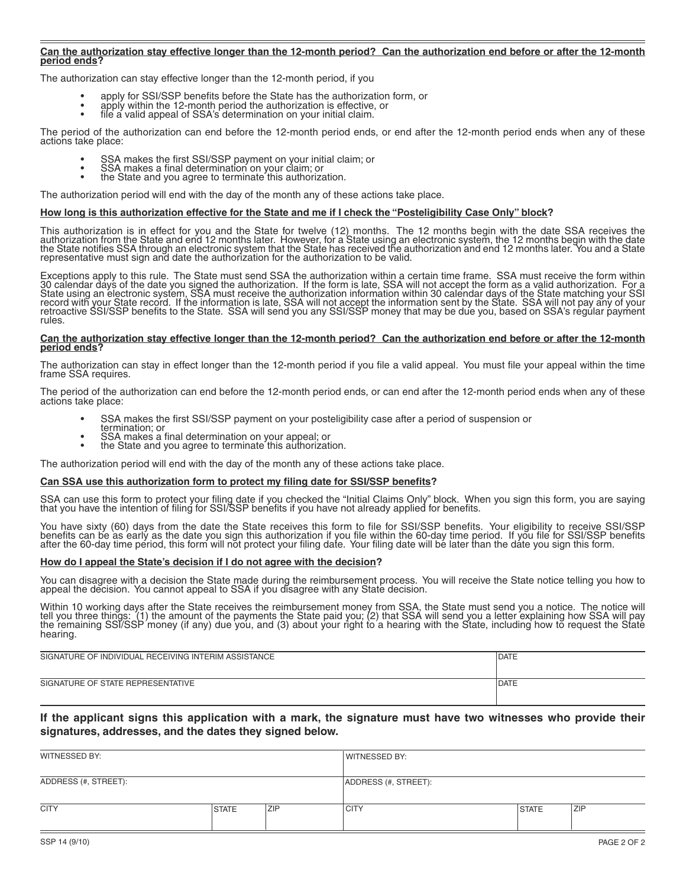**Can the authorization stay effective longer than the 12-month period? Can the authorization end before or after the 12-month period ends?**

The authorization can stay effective longer than the 12-month period, if you

- apply for SSI/SSP benefits before the State has the authorization form, or
- apply within the 12-month period the authorization is effective, or
- file a valid appeal of SSA's determination on your initial claim.

The period of the authorization can end before the 12-month period ends, or end after the 12-month period ends when any of these actions take place:

- SSA makes the first SSI/SSP payment on your initial claim; or
- SSA makes a final determination on your claim; or
- the State and you agree to terminate this authorization.

The authorization period will end with the day of the month any of these actions take place.

**How long is this authorization effective for the State and me if I check the "Posteligibility Case Only" block?**

This authorization is in effect for you and the State for twelve (12) months. The 12 months begin with the date SSA receives the authorization from the State and end 12 months later. However, for a State using an electronic system, the 12 months begin with the date the State notifies SSA through an electronic system that the State has received the authorization and end 12 months later. You and a State representative must sign and date the authorization for the authorization to be valid.

Exceptions apply to this rule. The State must send SSA the authorization within a certain time frame. SSA must receive the form within 30 calendar days of the date you signed the authorization. If the form is late, SSA will not accept the form as a valid authorization. For a State using an electronic system, SSA must receive the authorization information within 30 calendar days of the State matching your SSI record with your State record. If the information is late, SSA will not accept the information sent by the State. SSA will not pay any of your retroactive SSI/SSP benefits to the State. SSA will send you any SSI/SSP money that may be due you, based on SSA's regular payment rules.

**Can the authorization stay effective longer than the 12-month period? Can the authorization end before or after the 12-month period ends?**

The authorization can stay in effect longer than the 12-month period if you file a valid appeal. You must file your appeal within the time frame SSA requires.

The period of the authorization can end before the 12-month period ends, or can end after the 12-month period ends when any of these actions take place:

- SSA makes the first SSI/SSP payment on your posteligibility case after a period of suspension or termination; or
- SSA makes a final determination on your appeal; or
- the State and you agree to terminate this authorization.

The authorization period will end with the day of the month any of these actions take place.

**Can SSA use this authorization form to protect my filing date for SSI/SSP benefits?**

SSA can use this form to protect your filing date if you checked the "Initial Claims Only" block. When you sign this form, you are saying that you have the intention of filing for SSI/SSP benefits if you have not already applied for benefits.

You have sixty (60) days from the date the State receives this form to file for SSI/SSP benefits. Your eligibility to receive SSI/SSP benefits can be as early as the date you sign this authorization if you file within the 60-day time period. If you file for SSI/SSP benefits after the 60-day time period, this form will not protect your filing date. Your filing date will be later than the date you sign this form.

**How do I appeal the State's decision if I do not agree with the decision?**

You can disagree with a decision the State made during the reimbursement process. You will receive the State notice telling you how to appeal the decision. You cannot appeal to SSA if you disagree with any State decision.

Within 10 working days after the State receives the reimbursement money from SSA, the State must send you a notice. The notice will tell you three things: (1) the amount of the payments the State paid you; (2) that SSA will send you a letter explaining how SSA will pay the remaining SSI/SSP money (if any) due you, and (3) about your right to a hearing with the State, including how to request the State hearing.

| | |
|---|---|
| SIGNATURE OF INDIVIDUAL RECEIVING INTERIM ASSISTANCE | DATE |
| SIGNATURE OF STATE REPRESENTATIVE | DATE |

**If the applicant signs this application with a mark, the signature must have two witnesses who provide their signatures, addresses, and the dates they signed below.**

| | | | | | |
|---|---|---|---|---|---|
| WITNESSED BY: | | | WITNESSED BY: | | |
| ADDRESS (#, STREET): | | | ADDRESS (#, STREET): | | |
| CITY | STATE | ZIP | CITY | STATE | ZIP |

SSP 14 (9/10)